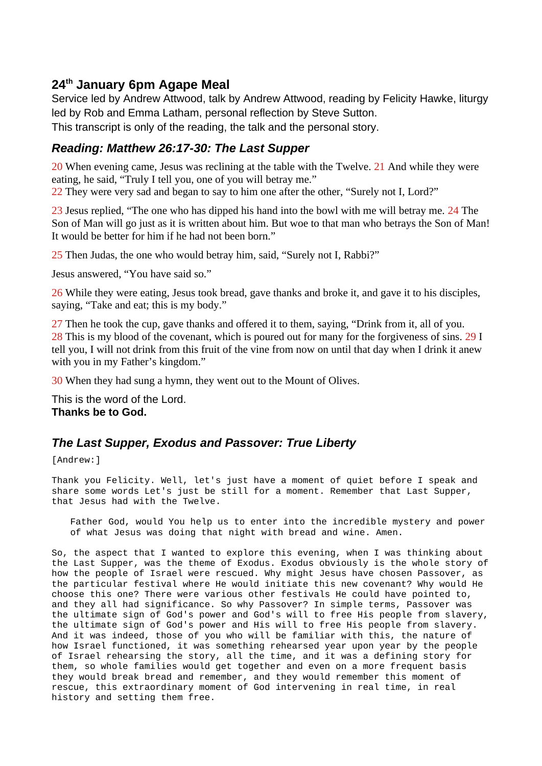## 24th January 6pm Agape Meal

Service led by Andrew Attwood, talk by Andrew Attwood, reading by Felicity Hawke, liturgy led by Rob and Emma Latham, personal reflection by Steve Sutton.
This transcript is only of the reading, the talk and the personal story.

### *Reading: Matthew 26:17-30: The Last Supper*

20 When evening came, Jesus was reclining at the table with the Twelve. 21 And while they were eating, he said, "Truly I tell you, one of you will betray me."
22 They were very sad and began to say to him one after the other, "Surely not I, Lord?"

23 Jesus replied, "The one who has dipped his hand into the bowl with me will betray me. 24 The Son of Man will go just as it is written about him. But woe to that man who betrays the Son of Man! It would be better for him if he had not been born."

25 Then Judas, the one who would betray him, said, "Surely not I, Rabbi?"

Jesus answered, "You have said so."

26 While they were eating, Jesus took bread, gave thanks and broke it, and gave it to his disciples, saying, "Take and eat; this is my body."

27 Then he took the cup, gave thanks and offered it to them, saying, "Drink from it, all of you. 28 This is my blood of the covenant, which is poured out for many for the forgiveness of sins. 29 I tell you, I will not drink from this fruit of the vine from now on until that day when I drink it anew with you in my Father's kingdom."

30 When they had sung a hymn, they went out to the Mount of Olives.

This is the word of the Lord.
**Thanks be to God.**

### *The Last Supper, Exodus and Passover: True Liberty*

[Andrew:]

Thank you Felicity. Well, let's just have a moment of quiet before I speak and share some words Let's just be still for a moment. Remember that Last Supper, that Jesus had with the Twelve.

> Father God, would You help us to enter into the incredible mystery and power of what Jesus was doing that night with bread and wine. Amen.

So, the aspect that I wanted to explore this evening, when I was thinking about the Last Supper, was the theme of Exodus. Exodus obviously is the whole story of how the people of Israel were rescued. Why might Jesus have chosen Passover, as the particular festival where He would initiate this new covenant? Why would He choose this one? There were various other festivals He could have pointed to, and they all had significance. So why Passover? In simple terms, Passover was the ultimate sign of God's power and God's will to free His people from slavery, the ultimate sign of God's power and His will to free His people from slavery. And it was indeed, those of you who will be familiar with this, the nature of how Israel functioned, it was something rehearsed year upon year by the people of Israel rehearsing the story, all the time, and it was a defining story for them, so whole families would get together and even on a more frequent basis they would break bread and remember, and they would remember this moment of rescue, this extraordinary moment of God intervening in real time, in real history and setting them free.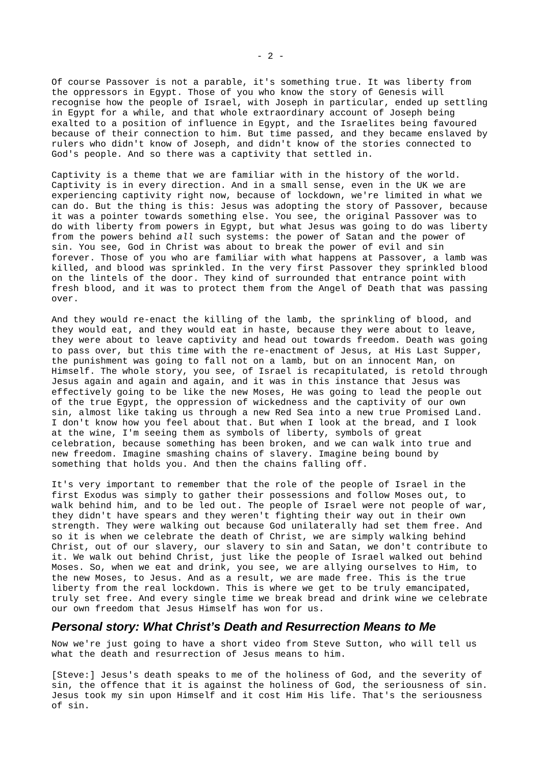Of course Passover is not a parable, it's something true. It was liberty from the oppressors in Egypt. Those of you who know the story of Genesis will recognise how the people of Israel, with Joseph in particular, ended up settling in Egypt for a while, and that whole extraordinary account of Joseph being exalted to a position of influence in Egypt, and the Israelites being favoured because of their connection to him. But time passed, and they became enslaved by rulers who didn't know of Joseph, and didn't know of the stories connected to God's people. And so there was a captivity that settled in.

Captivity is a theme that we are familiar with in the history of the world. Captivity is in every direction. And in a small sense, even in the UK we are experiencing captivity right now, because of lockdown, we're limited in what we can do. But the thing is this: Jesus was adopting the story of Passover, because it was a pointer towards something else. You see, the original Passover was to do with liberty from powers in Egypt, but what Jesus was going to do was liberty from the powers behind *all* such systems: the power of Satan and the power of sin. You see, God in Christ was about to break the power of evil and sin forever. Those of you who are familiar with what happens at Passover, a lamb was killed, and blood was sprinkled. In the very first Passover they sprinkled blood on the lintels of the door. They kind of surrounded that entrance point with fresh blood, and it was to protect them from the Angel of Death that was passing over.

And they would re-enact the killing of the lamb, the sprinkling of blood, and they would eat, and they would eat in haste, because they were about to leave, they were about to leave captivity and head out towards freedom. Death was going to pass over, but this time with the re-enactment of Jesus, at His Last Supper, the punishment was going to fall not on a lamb, but on an innocent Man, on Himself. The whole story, you see, of Israel is recapitulated, is retold through Jesus again and again and again, and it was in this instance that Jesus was effectively going to be like the new Moses, He was going to lead the people out of the true Egypt, the oppression of wickedness and the captivity of our own sin, almost like taking us through a new Red Sea into a new true Promised Land. I don't know how you feel about that. But when I look at the bread, and I look at the wine, I'm seeing them as symbols of liberty, symbols of great celebration, because something has been broken, and we can walk into true and new freedom. Imagine smashing chains of slavery. Imagine being bound by something that holds you. And then the chains falling off.

It's very important to remember that the role of the people of Israel in the first Exodus was simply to gather their possessions and follow Moses out, to walk behind him, and to be led out. The people of Israel were not people of war, they didn't have spears and they weren't fighting their way out in their own strength. They were walking out because God unilaterally had set them free. And so it is when we celebrate the death of Christ, we are simply walking behind Christ, out of our slavery, our slavery to sin and Satan, we don't contribute to it. We walk out behind Christ, just like the people of Israel walked out behind Moses. So, when we eat and drink, you see, we are allying ourselves to Him, to the new Moses, to Jesus. And as a result, we are made free. This is the true liberty from the real lockdown. This is where we get to be truly emancipated, truly set free. And every single time we break bread and drink wine we celebrate our own freedom that Jesus Himself has won for us.

## *Personal story: What Christ's Death and Resurrection Means to Me*

Now we're just going to have a short video from Steve Sutton, who will tell us what the death and resurrection of Jesus means to him.

[Steve:] Jesus's death speaks to me of the holiness of God, and the severity of sin, the offence that it is against the holiness of God, the seriousness of sin. Jesus took my sin upon Himself and it cost Him His life. That's the seriousness of sin.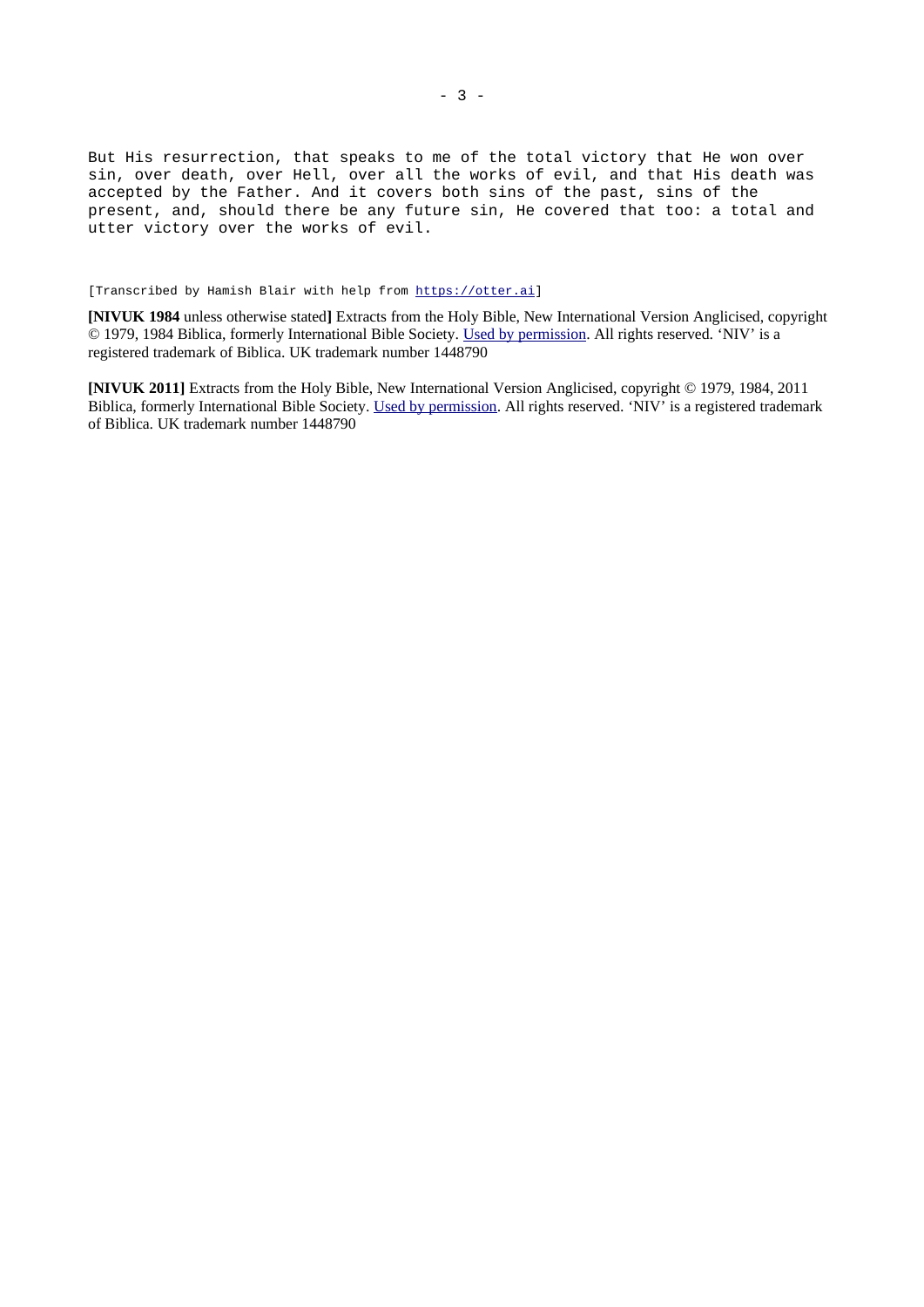But His resurrection, that speaks to me of the total victory that He won over sin, over death, over Hell, over all the works of evil, and that His death was accepted by the Father. And it covers both sins of the past, sins of the present, and, should there be any future sin, He covered that too: a total and utter victory over the works of evil.

[Transcribed by Hamish Blair with help from https://otter.ai]

**[NIVUK 1984** unless otherwise stated**]** Extracts from the Holy Bible, New International Version Anglicised, copyright © 1979, 1984 Biblica, formerly International Bible Society. Used by permission. All rights reserved. 'NIV' is a registered trademark of Biblica. UK trademark number 1448790

**[NIVUK 2011]** Extracts from the Holy Bible, New International Version Anglicised, copyright © 1979, 1984, 2011 Biblica, formerly International Bible Society. Used by permission. All rights reserved. 'NIV' is a registered trademark of Biblica. UK trademark number 1448790